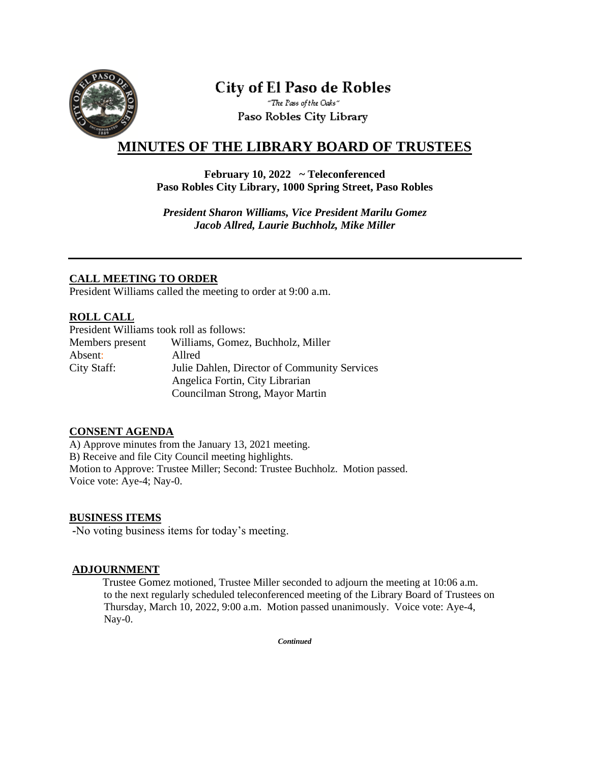City of El Paso de Robles

"The Pass of the Oaks"

Paso Robles City Library

# MINUTES OF THE LIBRARY BOARD OF TRUSTEES

**February 10, 2022 ~ Teleconferenced**
**Paso Robles City Library, 1000 Spring Street, Paso Robles**

***President Sharon Williams, Vice President Marilu Gomez***
***Jacob Allred, Laurie Buchholz, Mike Miller***

---

## CALL MEETING TO ORDER

President Williams called the meeting to order at 9:00 a.m.

## ROLL CALL

President Williams took roll as follows:

| | |
|---|---|
| Members present | Williams, Gomez, Buchholz, Miller |
| Absent: | Allred |
| City Staff: | Julie Dahlen, Director of Community Services |
| | Angelica Fortin, City Librarian |
| | Councilman Strong, Mayor Martin |

## CONSENT AGENDA

A) Approve minutes from the January 13, 2021 meeting.
B) Receive and file City Council meeting highlights.
Motion to Approve: Trustee Miller; Second: Trustee Buchholz. Motion passed.
Voice vote: Aye-4; Nay-0.

## BUSINESS ITEMS

-No voting business items for today's meeting.

## ADJOURNMENT

Trustee Gomez motioned, Trustee Miller seconded to adjourn the meeting at 10:06 a.m. to the next regularly scheduled teleconferenced meeting of the Library Board of Trustees on Thursday, March 10, 2022, 9:00 a.m. Motion passed unanimously. Voice vote: Aye-4, Nay-0.

*Continued*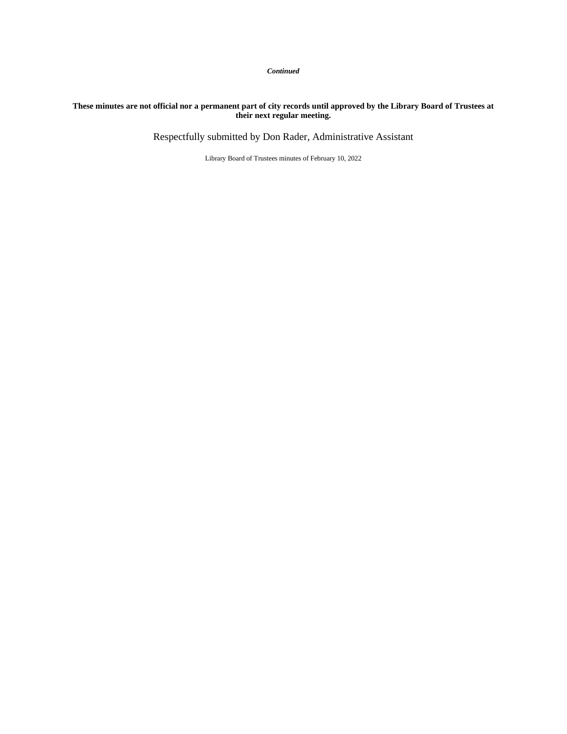***Continued***

**These minutes are not official nor a permanent part of city records until approved by the Library Board of Trustees at their next regular meeting.**

Respectfully submitted by Don Rader, Administrative Assistant

Library Board of Trustees minutes of February 10, 2022